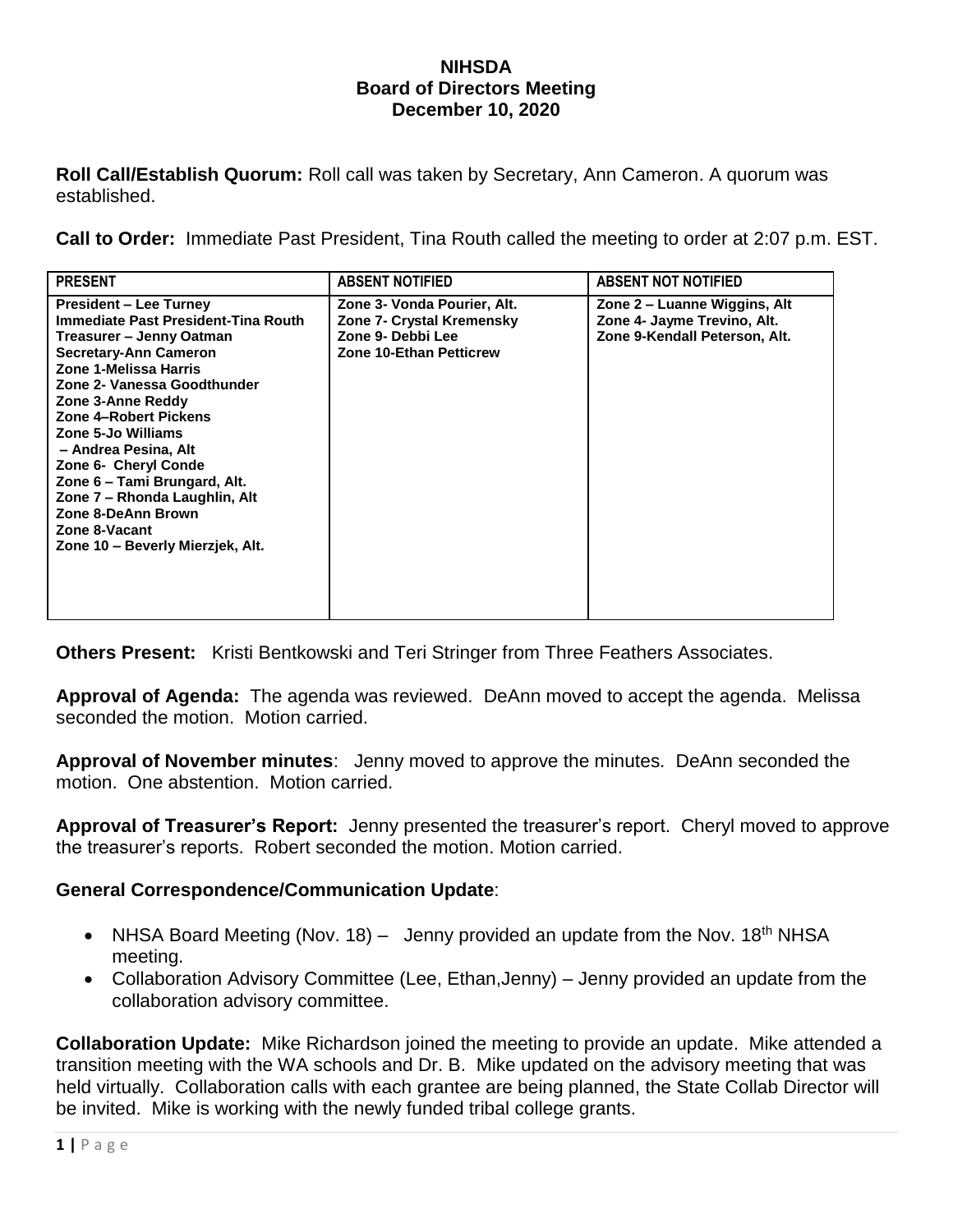# NIHSDA
## Board of Directors Meeting
### December 10, 2020

**Roll Call/Establish Quorum:** Roll call was taken by Secretary, Ann Cameron. A quorum was established.

**Call to Order:** Immediate Past President, Tina Routh called the meeting to order at 2:07 p.m. EST.

| PRESENT | ABSENT NOTIFIED | ABSENT NOT NOTIFIED |
|---|---|---|
| **President – Lee Turney**<br>**Immediate Past President-Tina Routh**<br>**Treasurer – Jenny Oatman**<br>**Secretary-Ann Cameron**<br>**Zone 1-Melissa Harris**<br>**Zone 2- Vanessa Goodthunder**<br>**Zone 3-Anne Reddy**<br>**Zone 4–Robert Pickens**<br>**Zone 5-Jo Williams**<br>**– Andrea Pesina, Alt**<br>**Zone 6- Cheryl Conde**<br>**Zone 6 – Tami Brungard, Alt.**<br>**Zone 7 – Rhonda Laughlin, Alt**<br>**Zone 8-DeAnn Brown**<br>**Zone 8-Vacant**<br>**Zone 10 – Beverly Mierzjek, Alt.** | **Zone 3- Vonda Pourier, Alt.**<br>**Zone 7- Crystal Kremensky**<br>**Zone 9- Debbi Lee**<br>**Zone 10-Ethan Petticrew** | **Zone 2 – Luanne Wiggins, Alt**<br>**Zone 4- Jayme Trevino, Alt.**<br>**Zone 9-Kendall Peterson, Alt.** |

**Others Present:** Kristi Bentkowski and Teri Stringer from Three Feathers Associates.

**Approval of Agenda:** The agenda was reviewed. DeAnn moved to accept the agenda. Melissa seconded the motion. Motion carried.

**Approval of November minutes**: Jenny moved to approve the minutes. DeAnn seconded the motion. One abstention. Motion carried.

**Approval of Treasurer's Report:** Jenny presented the treasurer's report. Cheryl moved to approve the treasurer's reports. Robert seconded the motion. Motion carried.

**General Correspondence/Communication Update**:

- NHSA Board Meeting (Nov. 18) – Jenny provided an update from the Nov. 18th NHSA meeting.
- Collaboration Advisory Committee (Lee, Ethan,Jenny) – Jenny provided an update from the collaboration advisory committee.

**Collaboration Update:** Mike Richardson joined the meeting to provide an update. Mike attended a transition meeting with the WA schools and Dr. B. Mike updated on the advisory meeting that was held virtually. Collaboration calls with each grantee are being planned, the State Collab Director will be invited. Mike is working with the newly funded tribal college grants.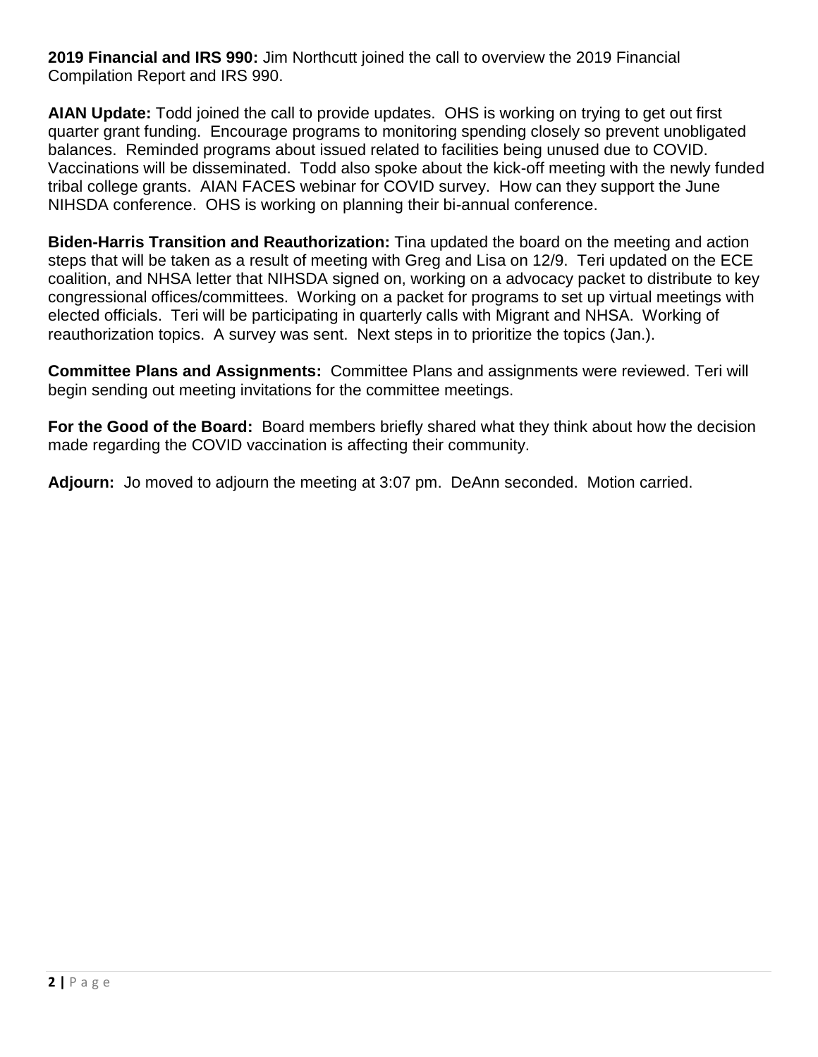**2019 Financial and IRS 990:** Jim Northcutt joined the call to overview the 2019 Financial Compilation Report and IRS 990.

**AIAN Update:** Todd joined the call to provide updates. OHS is working on trying to get out first quarter grant funding. Encourage programs to monitoring spending closely so prevent unobligated balances. Reminded programs about issued related to facilities being unused due to COVID. Vaccinations will be disseminated. Todd also spoke about the kick-off meeting with the newly funded tribal college grants. AIAN FACES webinar for COVID survey. How can they support the June NIHSDA conference. OHS is working on planning their bi-annual conference.

**Biden-Harris Transition and Reauthorization:** Tina updated the board on the meeting and action steps that will be taken as a result of meeting with Greg and Lisa on 12/9. Teri updated on the ECE coalition, and NHSA letter that NIHSDA signed on, working on a advocacy packet to distribute to key congressional offices/committees. Working on a packet for programs to set up virtual meetings with elected officials. Teri will be participating in quarterly calls with Migrant and NHSA. Working of reauthorization topics. A survey was sent. Next steps in to prioritize the topics (Jan.).

**Committee Plans and Assignments:** Committee Plans and assignments were reviewed. Teri will begin sending out meeting invitations for the committee meetings.

**For the Good of the Board:** Board members briefly shared what they think about how the decision made regarding the COVID vaccination is affecting their community.

**Adjourn:** Jo moved to adjourn the meeting at 3:07 pm. DeAnn seconded. Motion carried.